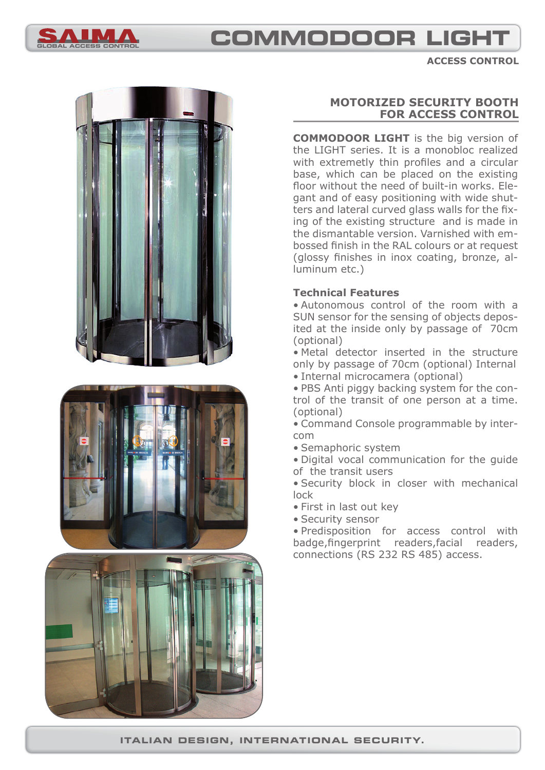# COMMODOOR LIGHT

ACCESS CONTROL

## MOTORIZED SECURITY BOOTH FOR ACCESS CONTROL

**COMMODOOR LIGHT** is the big version of the LIGHT series. It is a monobloc realized with extremetly thin profiles and a circular base, which can be placed on the existing floor without the need of built-in works. Elegant and of easy positioning with wide shutters and lateral curved glass walls for the fixing of the existing structure and is made in the dismantable version. Varnished with embossed finish in the RAL colours or at request (glossy finishes in inox coating, bronze, aluminum etc.)

### Technical Features

- Autonomous control of the room with a SUN sensor for the sensing of objects deposited at the inside only by passage of 70cm (optional)
- Metal detector inserted in the structure only by passage of 70cm (optional) Internal
- Internal microcamera (optional)
- PBS Anti piggy backing system for the control of the transit of one person at a time. (optional)
- Command Console programmable by intercom
- Semaphoric system
- Digital vocal communication for the guide of the transit users
- Security block in closer with mechanical lock
- First in last out key
- Security sensor
- Predisposition for access control with badge,fingerprint readers,facial readers, connections (RS 232 RS 485) access.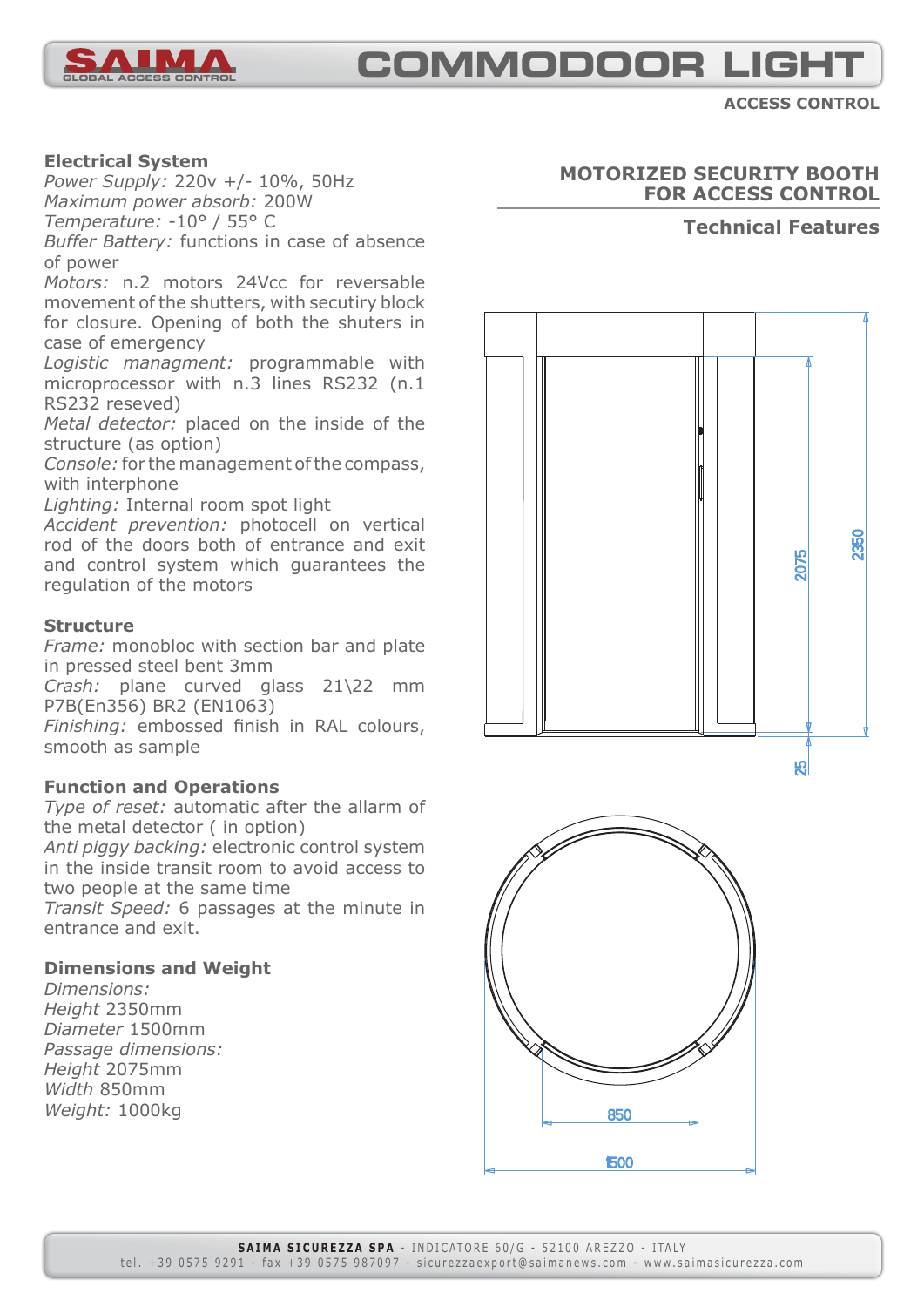# COMMODOOR LIGHT

ACCESS CONTROL

## MOTORIZED SECURITY BOOTH FOR ACCESS CONTROL

### Technical Features

### Electrical System

*Power Supply:* 220v +/- 10%, 50Hz
*Maximum power absorb:* 200W
*Temperature:* -10° / 55° C
*Buffer Battery:* functions in case of absence of power
*Motors:* n.2 motors 24Vcc for reversable movement of the shutters, with secutiry block for closure. Opening of both the shuters in case of emergency
*Logistic managment:* programmable with microprocessor with n.3 lines RS232 (n.1 RS232 reseved)
*Metal detector:* placed on the inside of the structure (as option)
*Console:* for the management of the compass, with interphone
*Lighting:* Internal room spot light
*Accident prevention:* photocell on vertical rod of the doors both of entrance and exit and control system which guarantees the regulation of the motors

### Structure

*Frame:* monobloc with section bar and plate in pressed steel bent 3mm
*Crash:* plane curved glass 21\22 mm P7B(En356) BR2 (EN1063)
*Finishing:* embossed finish in RAL colours, smooth as sample

### Function and Operations

*Type of reset:* automatic after the allarm of the metal detector ( in option)
*Anti piggy backing:* electronic control system in the inside transit room to avoid access to two people at the same time
*Transit Speed:* 6 passages at the minute in entrance and exit.

### Dimensions and Weight

*Dimensions:*
*Height* 2350mm
*Diameter* 1500mm
*Passage dimensions:*
*Height* 2075mm
*Width* 850mm
*Weight:* 1000kg

2075
2350
25
850
1500